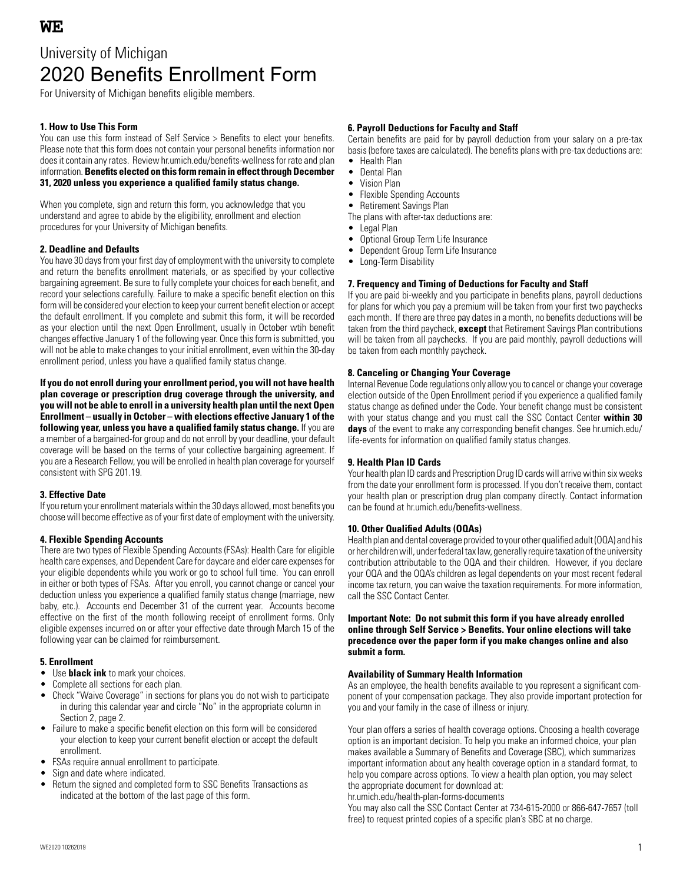**WE**

# University of Michigan
# 2020 Benefits Enrollment Form

For University of Michigan benefits eligible members.

### 1. How to Use This Form

You can use this form instead of Self Service > Benefits to elect your benefits. Please note that this form does not contain your personal benefits information nor does it contain any rates. Review hr.umich.edu/benefits-wellness for rate and plan information. **Benefits elected on this form remain in effect through December 31, 2020 unless you experience a qualified family status change.**

When you complete, sign and return this form, you acknowledge that you understand and agree to abide by the eligibility, enrollment and election procedures for your University of Michigan benefits.

### 2. Deadline and Defaults

You have 30 days from your first day of employment with the university to complete and return the benefits enrollment materials, or as specified by your collective bargaining agreement. Be sure to fully complete your choices for each benefit, and record your selections carefully. Failure to make a specific benefit election on this form will be considered your election to keep your current benefit election or accept the default enrollment. If you complete and submit this form, it will be recorded as your election until the next Open Enrollment, usually in October wtih benefit changes effective January 1 of the following year. Once this form is submitted, you will not be able to make changes to your initial enrollment, even within the 30-day enrollment period, unless you have a qualified family status change.

**If you do not enroll during your enrollment period, you will not have health plan coverage or prescription drug coverage through the university, and you will not be able to enroll in a university health plan until the next Open Enrollment – usually in October – with elections effective January 1 of the following year, unless you have a qualified family status change.** If you are a member of a bargained-for group and do not enroll by your deadline, your default coverage will be based on the terms of your collective bargaining agreement. If you are a Research Fellow, you will be enrolled in health plan coverage for yourself consistent with SPG 201.19.

### 3. Effective Date

If you return your enrollment materials within the 30 days allowed, most benefits you choose will become effective as of your first date of employment with the university.

### 4. Flexible Spending Accounts

There are two types of Flexible Spending Accounts (FSAs): Health Care for eligible health care expenses, and Dependent Care for daycare and elder care expenses for your eligible dependents while you work or go to school full time. You can enroll in either or both types of FSAs. After you enroll, you cannot change or cancel your deduction unless you experience a qualified family status change (marriage, new baby, etc.). Accounts end December 31 of the current year. Accounts become effective on the first of the month following receipt of enrollment forms. Only eligible expenses incurred on or after your effective date through March 15 of the following year can be claimed for reimbursement.

### 5. Enrollment

- Use **black ink** to mark your choices.
- Complete all sections for each plan.
- Check "Waive Coverage" in sections for plans you do not wish to participate in during this calendar year and circle "No" in the appropriate column in Section 2, page 2.
- Failure to make a specific benefit election on this form will be considered your election to keep your current benefit election or accept the default enrollment.
- FSAs require annual enrollment to participate.
- Sign and date where indicated.
- Return the signed and completed form to SSC Benefits Transactions as indicated at the bottom of the last page of this form.

### 6. Payroll Deductions for Faculty and Staff

Certain benefits are paid for by payroll deduction from your salary on a pre-tax basis (before taxes are calculated). The benefits plans with pre-tax deductions are:

- Health Plan
- Dental Plan
- Vision Plan
- Flexible Spending Accounts
- Retirement Savings Plan

The plans with after-tax deductions are:

- Legal Plan
- Optional Group Term Life Insurance
- Dependent Group Term Life Insurance
- Long-Term Disability

### 7. Frequency and Timing of Deductions for Faculty and Staff

If you are paid bi-weekly and you participate in benefits plans, payroll deductions for plans for which you pay a premium will be taken from your first two paychecks each month. If there are three pay dates in a month, no benefits deductions will be taken from the third paycheck, **except** that Retirement Savings Plan contributions will be taken from all paychecks. If you are paid monthly, payroll deductions will be taken from each monthly paycheck.

### 8. Canceling or Changing Your Coverage

Internal Revenue Code regulations only allow you to cancel or change your coverage election outside of the Open Enrollment period if you experience a qualified family status change as defined under the Code. Your benefit change must be consistent with your status change and you must call the SSC Contact Center **within 30 days** of the event to make any corresponding benefit changes. See hr.umich.edu/life-events for information on qualified family status changes.

### 9. Health Plan ID Cards

Your health plan ID cards and Prescription Drug ID cards will arrive within six weeks from the date your enrollment form is processed. If you don't receive them, contact your health plan or prescription drug plan company directly. Contact information can be found at hr.umich.edu/benefits-wellness.

### 10. Other Qualified Adults (OQAs)

Health plan and dental coverage provided to your other qualified adult (OQA) and his or her children will, under federal tax law, generally require taxation of the university contribution attributable to the OQA and their children. However, if you declare your OQA and the OQA's children as legal dependents on your most recent federal income tax return, you can waive the taxation requirements. For more information, call the SSC Contact Center.

**Important Note: Do not submit this form if you have already enrolled online through Self Service > Benefits. Your online elections will take precedence over the paper form if you make changes online and also submit a form.**

### Availability of Summary Health Information

As an employee, the health benefits available to you represent a significant component of your compensation package. They also provide important protection for you and your family in the case of illness or injury.

Your plan offers a series of health coverage options. Choosing a health coverage option is an important decision. To help you make an informed choice, your plan makes available a Summary of Benefits and Coverage (SBC), which summarizes important information about any health coverage option in a standard format, to help you compare across options. To view a health plan option, you may select the appropriate document for download at:
hr.umich.edu/health-plan-forms-documents

You may also call the SSC Contact Center at 734-615-2000 or 866-647-7657 (toll free) to request printed copies of a specific plan's SBC at no charge.

WE2020 10262019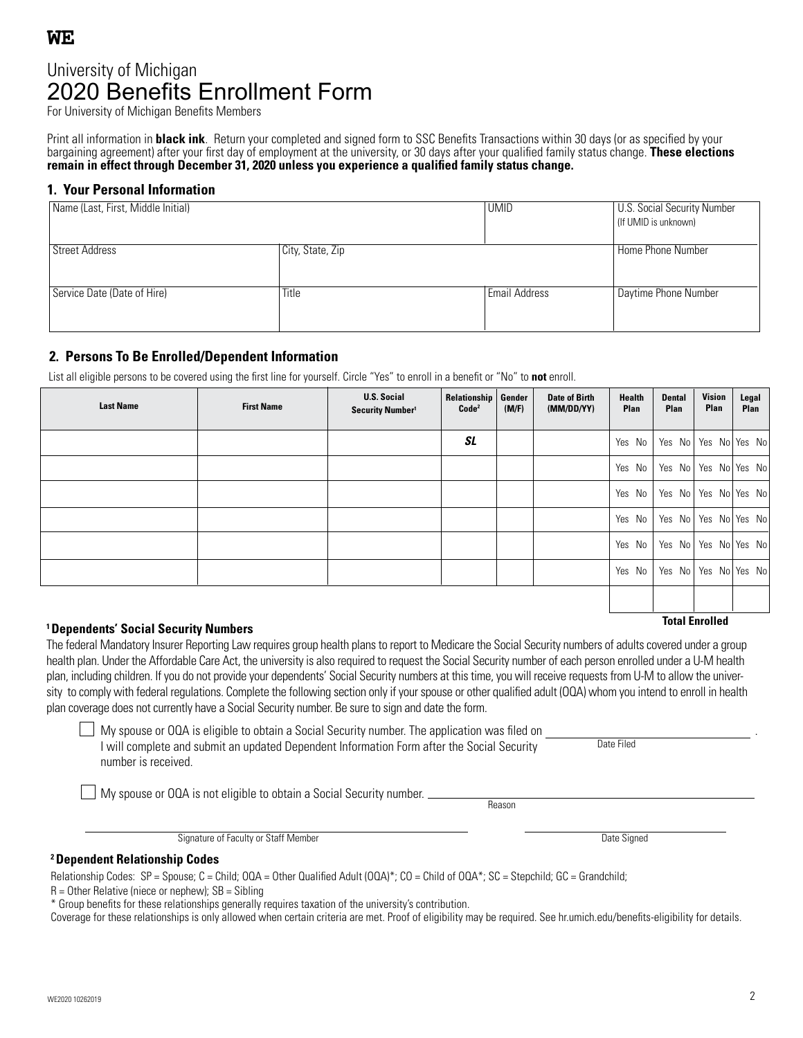**WE**

# University of Michigan
# 2020 Benefits Enrollment Form

For University of Michigan Benefits Members

Print all information in **black ink**. Return your completed and signed form to SSC Benefits Transactions within 30 days (or as specified by your bargaining agreement) after your first day of employment at the university, or 30 days after your qualified family status change. **These elections remain in effect through December 31, 2020 unless you experience a qualified family status change.**

## 1. Your Personal Information

| Name (Last, First, Middle Initial) | | UMID | U.S. Social Security Number (If UMID is unknown) |
|---|---|---|---|
| Street Address | City, State, Zip | | Home Phone Number |
| Service Date (Date of Hire) | Title | Email Address | Daytime Phone Number |

## 2. Persons To Be Enrolled/Dependent Information

List all eligible persons to be covered using the first line for yourself. Circle "Yes" to enroll in a benefit or "No" to **not** enroll.

| Last Name | First Name | U.S. Social Security Number[1] | Relationship Code[2] | Gender (M/F) | Date of Birth (MM/DD/YY) | Health Plan | Dental Plan | Vision Plan | Legal Plan |
|---|---|---|---|---|---|---|---|---|---|
| | | | ***SL*** | | | Yes No | Yes No | Yes No | Yes No |
| | | | | | | Yes No | Yes No | Yes No | Yes No |
| | | | | | | Yes No | Yes No | Yes No | Yes No |
| | | | | | | Yes No | Yes No | Yes No | Yes No |
| | | | | | | Yes No | Yes No | Yes No | Yes No |
| | | | | | | Yes No | Yes No | Yes No | Yes No |
| | | | | | | | | | |

**Total Enrolled**

### [1] Dependents' Social Security Numbers

The federal Mandatory Insurer Reporting Law requires group health plans to report to Medicare the Social Security numbers of adults covered under a group health plan. Under the Affordable Care Act, the university is also required to request the Social Security number of each person enrolled under a U-M health plan, including children. If you do not provide your dependents' Social Security numbers at this time, you will receive requests from U-M to allow the university to comply with federal regulations. Complete the following section only if your spouse or other qualified adult (OQA) whom you intend to enroll in health plan coverage does not currently have a Social Security number. Be sure to sign and date the form.

☐ My spouse or OQA is eligible to obtain a Social Security number. The application was filed on ______________ (Date Filed). I will complete and submit an updated Dependent Information Form after the Social Security number is received.

☐ My spouse or OQA is not eligible to obtain a Social Security number. ______________ (Reason)

______________________________ Signature of Faculty or Staff Member

______________________________ Date Signed

### [2] Dependent Relationship Codes

Relationship Codes: SP = Spouse; C = Child; OQA = Other Qualified Adult (OQA)*; CO = Child of OQA*; SC = Stepchild; GC = Grandchild; R = Other Relative (niece or nephew); SB = Sibling

\* Group benefits for these relationships generally requires taxation of the university's contribution.

Coverage for these relationships is only allowed when certain criteria are met. Proof of eligibility may be required. See hr.umich.edu/benefits-eligibility for details.

WE2020 10262019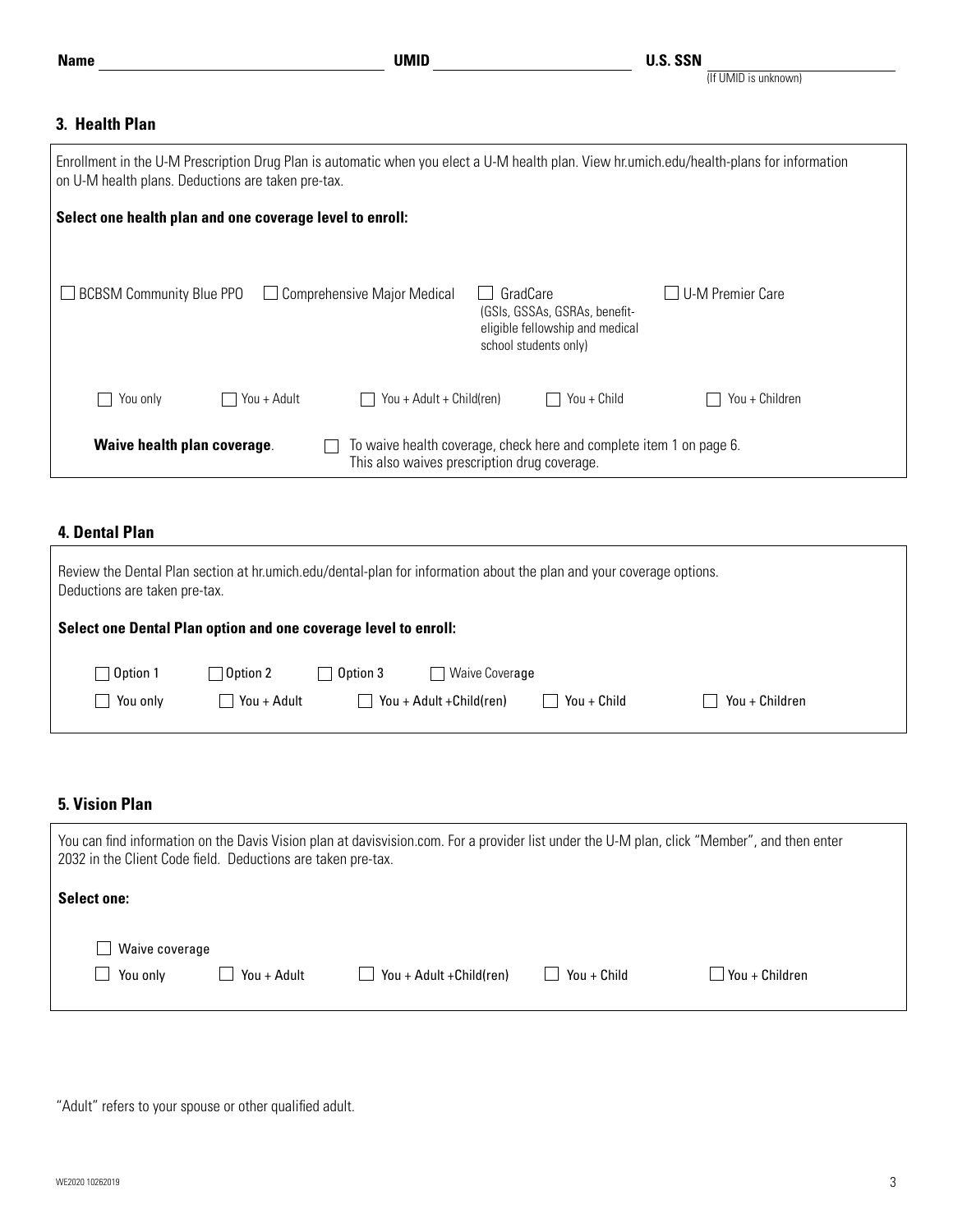**Name** ______________________ **UMID** ______________________ **U.S. SSN** ______________________ (If UMID is unknown)

### 3. Health Plan

Enrollment in the U-M Prescription Drug Plan is automatic when you elect a U-M health plan. View hr.umich.edu/health-plans for information on U-M health plans. Deductions are taken pre-tax.

**Select one health plan and one coverage level to enroll:**

- ☐ BCBSM Community Blue PPO
- ☐ Comprehensive Major Medical
- ☐ GradCare (GSIs, GSSAs, GSRAs, benefit-eligible fellowship and medical school students only)
- ☐ U-M Premier Care

- ☐ You only
- ☐ You + Adult
- ☐ You + Adult + Child(ren)
- ☐ You + Child
- ☐ You + Children

**Waive health plan coverage**. ☐ To waive health coverage, check here and complete item 1 on page 6. This also waives prescription drug coverage.

### 4. Dental Plan

Review the Dental Plan section at hr.umich.edu/dental-plan for information about the plan and your coverage options. Deductions are taken pre-tax.

**Select one Dental Plan option and one coverage level to enroll:**

- ☐ Option 1
- ☐ Option 2
- ☐ Option 3
- ☐ Waive Coverage

- ☐ You only
- ☐ You + Adult
- ☐ You + Adult +Child(ren)
- ☐ You + Child
- ☐ You + Children

### 5. Vision Plan

You can find information on the Davis Vision plan at davisvision.com. For a provider list under the U-M plan, click "Member", and then enter 2032 in the Client Code field. Deductions are taken pre-tax.

**Select one:**

- ☐ Waive coverage
- ☐ You only
- ☐ You + Adult
- ☐ You + Adult +Child(ren)
- ☐ You + Child
- ☐ You + Children

"Adult" refers to your spouse or other qualified adult.

WE2020 10262019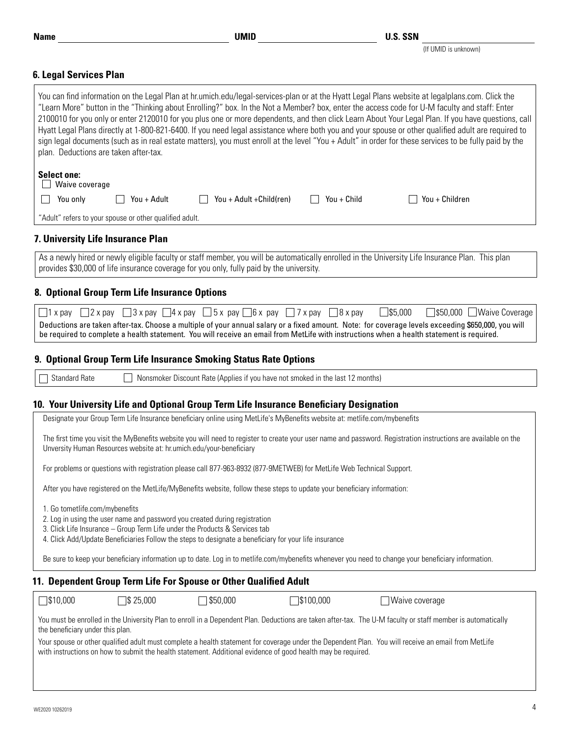Name ______________________ UMID ______________________ U.S. SSN ______________________
(If UMID is unknown)

## 6. Legal Services Plan

You can find information on the Legal Plan at hr.umich.edu/legal-services-plan or at the Hyatt Legal Plans website at legalplans.com. Click the "Learn More" button in the "Thinking about Enrolling?" box. In the Not a Member? box, enter the access code for U-M faculty and staff: Enter 2100010 for you only or enter 2120010 for you plus one or more dependents, and then click Learn About Your Legal Plan. If you have questions, call Hyatt Legal Plans directly at 1-800-821-6400. If you need legal assistance where both you and your spouse or other qualified adult are required to sign legal documents (such as in real estate matters), you must enroll at the level "You + Adult" in order for these services to be fully paid by the plan. Deductions are taken after-tax.

**Select one:**

☐ Waive coverage

☐ You only ☐ You + Adult ☐ You + Adult +Child(ren) ☐ You + Child ☐ You + Children

"Adult" refers to your spouse or other qualified adult.

## 7. University Life Insurance Plan

As a newly hired or newly eligible faculty or staff member, you will be automatically enrolled in the University Life Insurance Plan. This plan provides $30,000 of life insurance coverage for you only, fully paid by the university.

## 8. Optional Group Term Life Insurance Options

☐ 1 x pay ☐ 2 x pay ☐ 3 x pay ☐ 4 x pay ☐ 5 x pay ☐ 6 x pay ☐ 7 x pay ☐ 8 x pay ☐ $5,000 ☐ $50,000 ☐ Waive Coverage

Deductions are taken after-tax. Choose a multiple of your annual salary or a fixed amount. Note: for coverage levels exceeding $650,000, you will be required to complete a health statement. You will receive an email from MetLife with instructions when a health statement is required.

## 9. Optional Group Term Life Insurance Smoking Status Rate Options

☐ Standard Rate ☐ Nonsmoker Discount Rate (Applies if you have not smoked in the last 12 months)

## 10. Your University Life and Optional Group Term Life Insurance Beneficiary Designation

Designate your Group Term Life Insurance beneficiary online using MetLife's MyBenefits website at: metlife.com/mybenefits

The first time you visit the MyBenefits website you will need to register to create your user name and password. Registration instructions are available on the University Human Resources website at: hr.umich.edu/your-beneficiary

For problems or questions with registration please call 877-963-8932 (877-9METWEB) for MetLife Web Technical Support.

After you have registered on the MetLife/MyBenefits website, follow these steps to update your beneficiary information:

1. Go tometlife.com/mybenefits
2. Log in using the user name and password you created during registration
3. Click Life Insurance – Group Term Life under the Products & Services tab
4. Click Add/Update Beneficiaries Follow the steps to designate a beneficiary for your life insurance

Be sure to keep your beneficiary information up to date. Log in to metlife.com/mybenefits whenever you need to change your beneficiary information.

## 11. Dependent Group Term Life For Spouse or Other Qualified Adult

☐ $10,000 ☐ $ 25,000 ☐ $50,000 ☐ $100,000 ☐ Waive coverage

You must be enrolled in the University Plan to enroll in a Dependent Plan. Deductions are taken after-tax. The U-M faculty or staff member is automatically the beneficiary under this plan.

Your spouse or other qualified adult must complete a health statement for coverage under the Dependent Plan. You will receive an email from MetLife with instructions on how to submit the health statement. Additional evidence of good health may be required.

WE2020 10262019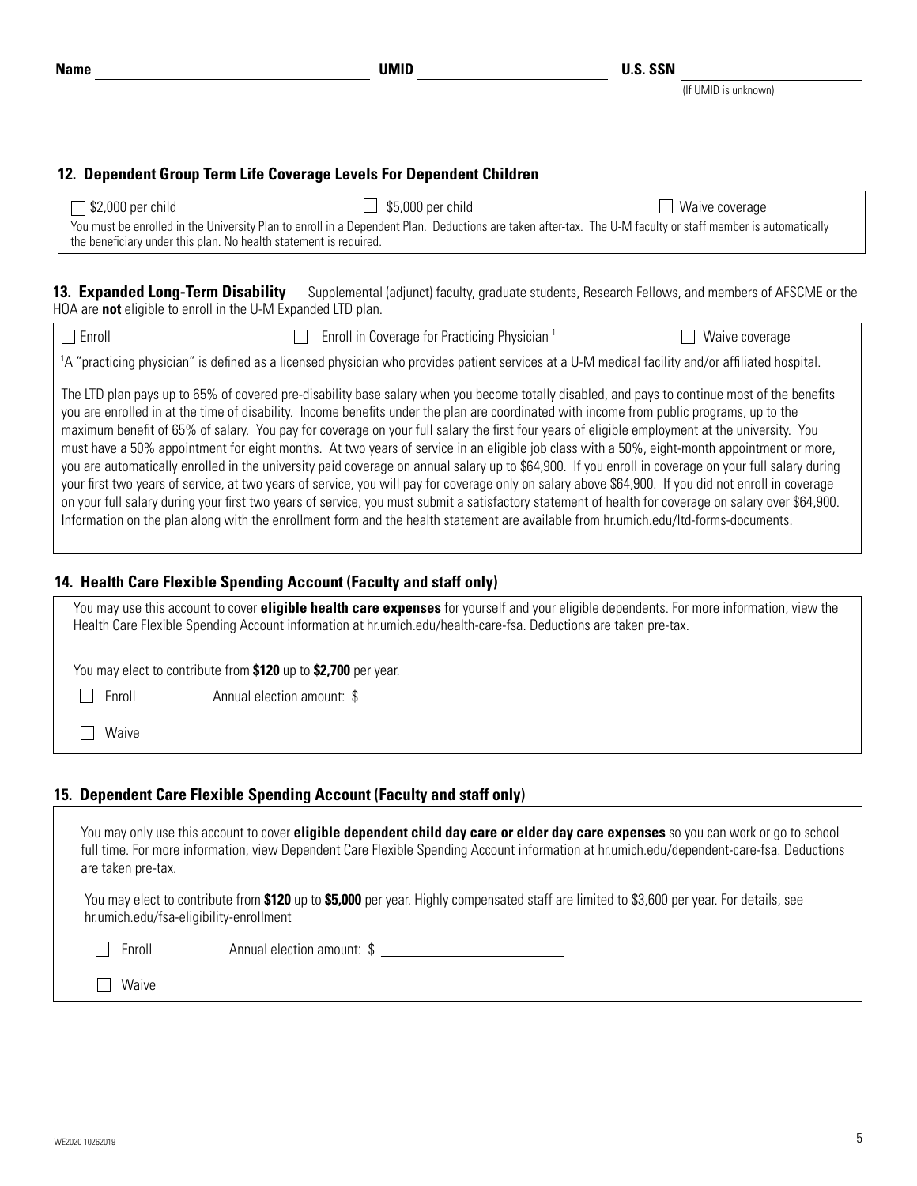**Name** ______________________ **UMID** ______________________ **U.S. SSN** ______________________
(If UMID is unknown)

## 12. Dependent Group Term Life Coverage Levels For Dependent Children

☐ $2,000 per child ☐ $5,000 per child ☐ Waive coverage

You must be enrolled in the University Plan to enroll in a Dependent Plan. Deductions are taken after-tax. The U-M faculty or staff member is automatically the beneficiary under this plan. No health statement is required.

## 13. Expanded Long-Term Disability

Supplemental (adjunct) faculty, graduate students, Research Fellows, and members of AFSCME or the HOA are **not** eligible to enroll in the U-M Expanded LTD plan.

☐ Enroll ☐ Enroll in Coverage for Practicing Physician [1] ☐ Waive coverage

[1] A "practicing physician" is defined as a licensed physician who provides patient services at a U-M medical facility and/or affiliated hospital.

The LTD plan pays up to 65% of covered pre-disability base salary when you become totally disabled, and pays to continue most of the benefits you are enrolled in at the time of disability. Income benefits under the plan are coordinated with income from public programs, up to the maximum benefit of 65% of salary. You pay for coverage on your full salary the first four years of eligible employment at the university. You must have a 50% appointment for eight months. At two years of service in an eligible job class with a 50%, eight-month appointment or more, you are automatically enrolled in the university paid coverage on annual salary up to $64,900. If you enroll in coverage on your full salary during your first two years of service, at two years of service, you will pay for coverage only on salary above $64,900. If you did not enroll in coverage on your full salary during your first two years of service, you must submit a satisfactory statement of health for coverage on salary over $64,900. Information on the plan along with the enrollment form and the health statement are available from hr.umich.edu/ltd-forms-documents.

## 14. Health Care Flexible Spending Account (Faculty and staff only)

You may use this account to cover **eligible health care expenses** for yourself and your eligible dependents. For more information, view the Health Care Flexible Spending Account information at hr.umich.edu/health-care-fsa. Deductions are taken pre-tax.

You may elect to contribute from **$120** up to **$2,700** per year.

☐ Enroll Annual election amount: $ ______________________

☐ Waive

## 15. Dependent Care Flexible Spending Account (Faculty and staff only)

You may only use this account to cover **eligible dependent child day care or elder day care expenses** so you can work or go to school full time. For more information, view Dependent Care Flexible Spending Account information at hr.umich.edu/dependent-care-fsa. Deductions are taken pre-tax.

You may elect to contribute from **$120** up to **$5,000** per year. Highly compensated staff are limited to $3,600 per year. For details, see hr.umich.edu/fsa-eligibility-enrollment

☐ Enroll Annual election amount: $ ______________________

☐ Waive

WE2020 10262019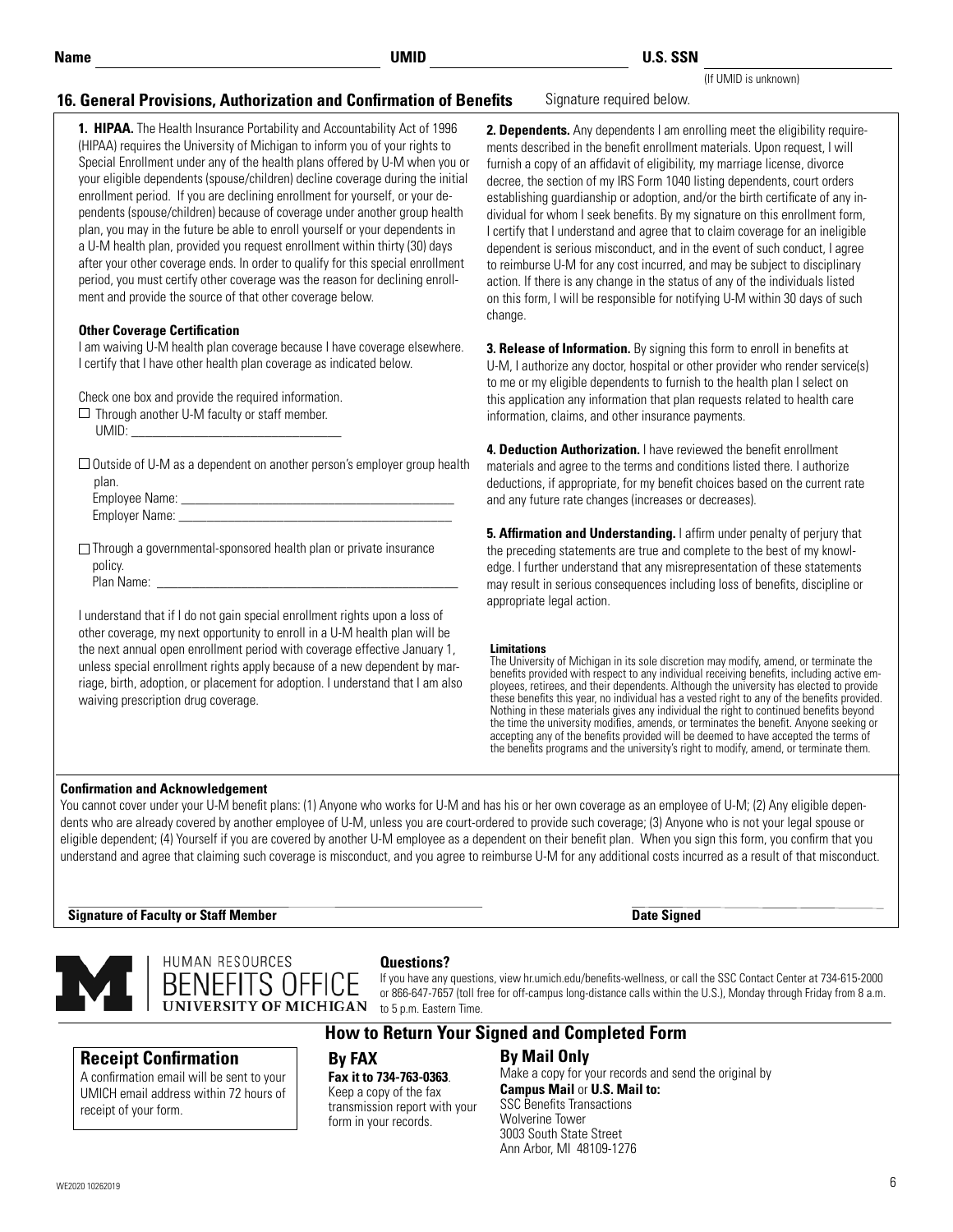Name ______________________ UMID ______________________ U.S. SSN ______________________ (If UMID is unknown)

## 16. General Provisions, Authorization and Confirmation of Benefits

Signature required below.

**1. HIPAA.** The Health Insurance Portability and Accountability Act of 1996 (HIPAA) requires the University of Michigan to inform you of your rights to Special Enrollment under any of the health plans offered by U-M when you or your eligible dependents (spouse/children) decline coverage during the initial enrollment period. If you are declining enrollment for yourself, or your dependents (spouse/children) because of coverage under another group health plan, you may in the future be able to enroll yourself or your dependents in a U-M health plan, provided you request enrollment within thirty (30) days after your other coverage ends. In order to qualify for this special enrollment period, you must certify other coverage was the reason for declining enrollment and provide the source of that other coverage below.

**Other Coverage Certification**

I am waiving U-M health plan coverage because I have coverage elsewhere. I certify that I have other health plan coverage as indicated below.

Check one box and provide the required information.

☐ Through another U-M faculty or staff member.
UMID: ______________________

☐ Outside of U-M as a dependent on another person's employer group health plan.
Employee Name: ______________________
Employer Name: ______________________

☐ Through a governmental-sponsored health plan or private insurance policy.
Plan Name: ______________________

I understand that if I do not gain special enrollment rights upon a loss of other coverage, my next opportunity to enroll in a U-M health plan will be the next annual open enrollment period with coverage effective January 1, unless special enrollment rights apply because of a new dependent by marriage, birth, adoption, or placement for adoption. I understand that I am also waiving prescription drug coverage.

**2. Dependents.** Any dependents I am enrolling meet the eligibility requirements described in the benefit enrollment materials. Upon request, I will furnish a copy of an affidavit of eligibility, my marriage license, divorce decree, the section of my IRS Form 1040 listing dependents, court orders establishing guardianship or adoption, and/or the birth certificate of any individual for whom I seek benefits. By my signature on this enrollment form, I certify that I understand and agree that to claim coverage for an ineligible dependent is serious misconduct, and in the event of such conduct, I agree to reimburse U-M for any cost incurred, and may be subject to disciplinary action. If there is any change in the status of any of the individuals listed on this form, I will be responsible for notifying U-M within 30 days of such change.

**3. Release of Information.** By signing this form to enroll in benefits at U-M, I authorize any doctor, hospital or other provider who render service(s) to me or my eligible dependents to furnish to the health plan I select on this application any information that plan requests related to health care information, claims, and other insurance payments.

**4. Deduction Authorization.** I have reviewed the benefit enrollment materials and agree to the terms and conditions listed there. I authorize deductions, if appropriate, for my benefit choices based on the current rate and any future rate changes (increases or decreases).

**5. Affirmation and Understanding.** I affirm under penalty of perjury that the preceding statements are true and complete to the best of my knowledge. I further understand that any misrepresentation of these statements may result in serious consequences including loss of benefits, discipline or appropriate legal action.

**Limitations**

The University of Michigan in its sole discretion may modify, amend, or terminate the benefits provided with respect to any individual receiving benefits, including active employees, retirees, and their dependents. Although the university has elected to provide these benefits this year, no individual has a vested right to any of the benefits provided. Nothing in these materials gives any individual the right to continued benefits beyond the time the university modifies, amends, or terminates the benefit. Anyone seeking or accepting any of the benefits provided will be deemed to have accepted the terms of the benefits programs and the university's right to modify, amend, or terminate them.

**Confirmation and Acknowledgement**

You cannot cover under your U-M benefit plans: (1) Anyone who works for U-M and has his or her own coverage as an employee of U-M; (2) Any eligible dependents who are already covered by another employee of U-M, unless you are court-ordered to provide such coverage; (3) Anyone who is not your legal spouse or eligible dependent; (4) Yourself if you are covered by another U-M employee as a dependent on their benefit plan. When you sign this form, you confirm that you understand and agree that claiming such coverage is misconduct, and you agree to reimburse U-M for any additional costs incurred as a result of that misconduct.

______________________ ______________________
**Signature of Faculty or Staff Member** **Date Signed**

HUMAN RESOURCES
BENEFITS OFFICE
UNIVERSITY OF MICHIGAN

**Questions?**

If you have any questions, view hr.umich.edu/benefits-wellness, or call the SSC Contact Center at 734-615-2000 or 866-647-7657 (toll free for off-campus long-distance calls within the U.S.), Monday through Friday from 8 a.m. to 5 p.m. Eastern Time.

## How to Return Your Signed and Completed Form

**Receipt Confirmation**

A confirmation email will be sent to your UMICH email address within 72 hours of receipt of your form.

**By FAX**

**Fax it to 734-763-0363**. Keep a copy of the fax transmission report with your form in your records.

**By Mail Only**

Make a copy for your records and send the original by **Campus Mail** or **U.S. Mail to:**
SSC Benefits Transactions
Wolverine Tower
3003 South State Street
Ann Arbor, MI 48109-1276

WE2020 10262019